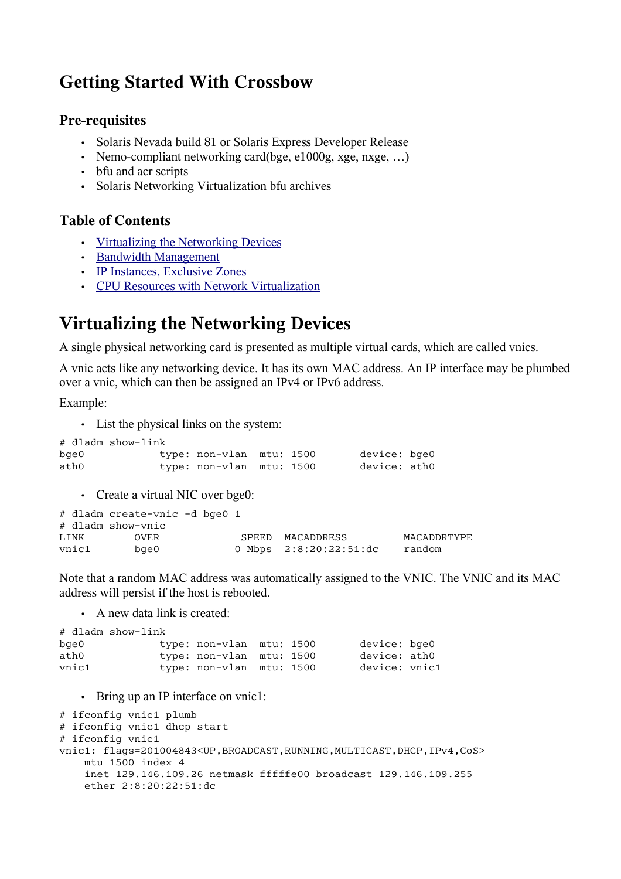# Getting Started With Crossbow

## Pre-requisites

- Solaris Nevada build 81 or Solaris Express Developer Release
- Nemo-compliant networking card(bge, e1000g, xge, nxge, …)
- bfu and acr scripts
- Solaris Networking Virtualization bfu archives

## Table of Contents

- [Virtualizing the Networking Devices]
- [Bandwidth Management]
- [IP Instances, Exclusive Zones]
- [CPU Resources with Network Virtualization]

# Virtualizing the Networking Devices

A single physical networking card is presented as multiple virtual cards, which are called vnics.

A vnic acts like any networking device. It has its own MAC address. An IP interface may be plumbed over a vnic, which can then be assigned an IPv4 or IPv6 address.

Example:

- List the physical links on the system:

```
# dladm show-link
bge0            type: non-vlan  mtu: 1500       device: bge0
ath0            type: non-vlan  mtu: 1500       device: ath0
```

- Create a virtual NIC over bge0:

```
# dladm create-vnic -d bge0 1
# dladm show-vnic
LINK        OVER             SPEED  MACADDRESS         MACADDRTYPE
vnic1       bge0            0 Mbps  2:8:20:22:51:dc    random
```

Note that a random MAC address was automatically assigned to the VNIC. The VNIC and its MAC address will persist if the host is rebooted.

- A new data link is created:

```
# dladm show-link
bge0            type: non-vlan  mtu: 1500       device: bge0
ath0            type: non-vlan  mtu: 1500       device: ath0
vnic1           type: non-vlan  mtu: 1500       device: vnic1
```

- Bring up an IP interface on vnic1:

```
# ifconfig vnic1 plumb
# ifconfig vnic1 dhcp start
# ifconfig vnic1
vnic1: flags=201004843<UP,BROADCAST,RUNNING,MULTICAST,DHCP,IPv4,CoS>
    mtu 1500 index 4
    inet 129.146.109.26 netmask fffffe00 broadcast 129.146.109.255
    ether 2:8:20:22:51:dc
```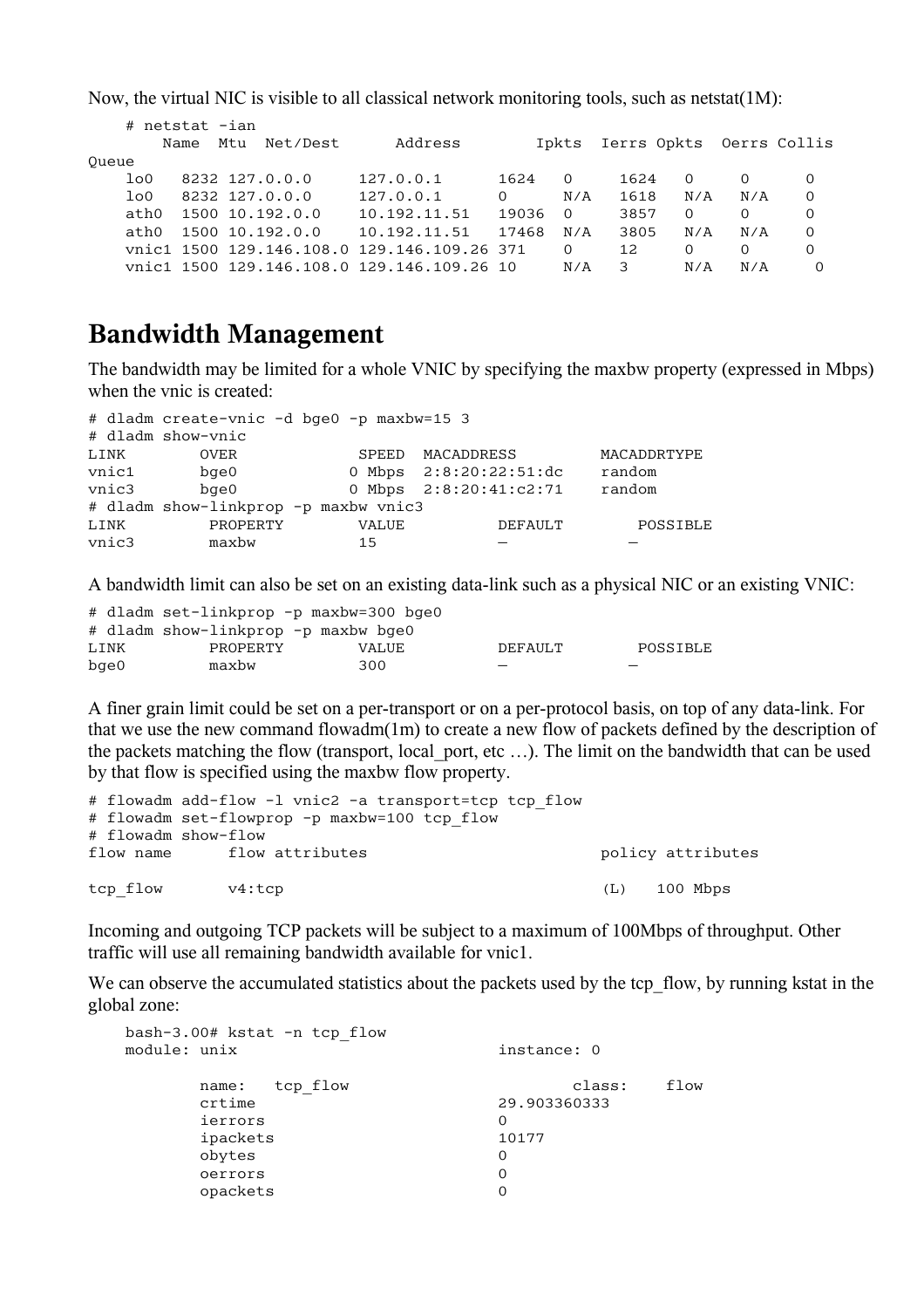Now, the virtual NIC is visible to all classical network monitoring tools, such as netstat(1M):

```
    # netstat -ian
        Name  Mtu  Net/Dest      Address        Ipkts  Ierrs Opkts  Oerrs Collis
Queue
    lo0   8232 127.0.0.0     127.0.0.1      1624   0     1624   0     0      0
    lo0   8232 127.0.0.0     127.0.0.1      0      N/A   1618   N/A   N/A    0
    ath0  1500 10.192.0.0    10.192.11.51   19036  0     3857   0     0      0
    ath0  1500 10.192.0.0    10.192.11.51   17468  N/A   3805   N/A   N/A    0
    vnic1 1500 129.146.108.0 129.146.109.26 371    0     12     0     0      0
    vnic1 1500 129.146.108.0 129.146.109.26 10     N/A   3      N/A   N/A     0
```

# Bandwidth Management

The bandwidth may be limited for a whole VNIC by specifying the maxbw property (expressed in Mbps) when the vnic is created:

```
# dladm create-vnic -d bge0 -p maxbw=15 3
# dladm show-vnic
LINK        OVER             SPEED  MACADDRESS         MACADDRTYPE
vnic1       bge0           0 Mbps  2:8:20:22:51:dc    random
vnic3       bge0           0 Mbps  2:8:20:41:c2:71    random
# dladm show-linkprop -p maxbw vnic3
LINK         PROPERTY        VALUE          DEFAULT        POSSIBLE
vnic3        maxbw           15             --             --
```

A bandwidth limit can also be set on an existing data-link such as a physical NIC or an existing VNIC:

```
# dladm set-linkprop -p maxbw=300 bge0
# dladm show-linkprop -p maxbw bge0
LINK         PROPERTY        VALUE          DEFAULT        POSSIBLE
bge0         maxbw           300            --             --
```

A finer grain limit could be set on a per-transport or on a per-protocol basis, on top of any data-link. For that we use the new command flowadm(1m) to create a new flow of packets defined by the description of the packets matching the flow (transport, local_port, etc …). The limit on the bandwidth that can be used by that flow is specified using the maxbw flow property.

```
# flowadm add-flow -l vnic2 -a transport=tcp tcp_flow
# flowadm set-flowprop -p maxbw=100 tcp_flow
# flowadm show-flow
flow name      flow attributes                         policy attributes

tcp_flow       v4:tcp                                  (L)   100 Mbps
```

Incoming and outgoing TCP packets will be subject to a maximum of 100Mbps of throughput. Other traffic will use all remaining bandwidth available for vnic1.

We can observe the accumulated statistics about the packets used by the tcp_flow, by running kstat in the global zone:

```
    bash-3.00# kstat -n tcp_flow
    module: unix                                instance: 0

            name:   tcp_flow                           class:    flow
            crtime                              29.903360333
            ierrors                             0
            ipackets                            10177
            obytes                              0
            oerrors                             0
            opackets                            0
```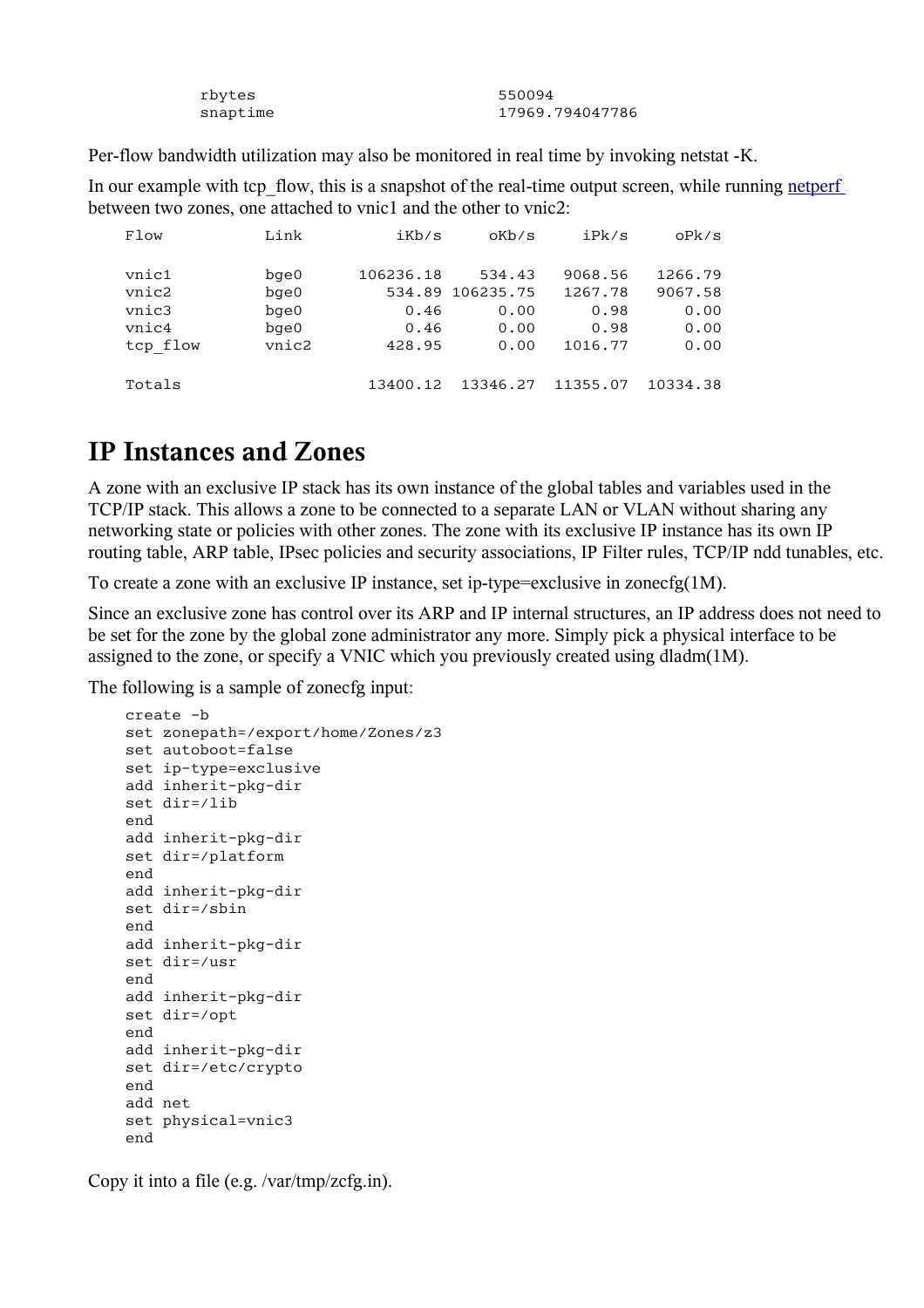```
        rbytes                          550094
        snaptime                        17969.794047786
```

Per-flow bandwidth utilization may also be monitored in real time by invoking netstat -K.

In our example with tcp_flow, this is a snapshot of the real-time output screen, while running [netperf](netperf) between two zones, one attached to vnic1 and the other to vnic2:

```
Flow           Link          iKb/s      oKb/s      iPk/s      oPk/s

vnic1          bge0      106236.18     534.43    9068.56    1266.79
vnic2          bge0         534.89  106235.75    1267.78    9067.58
vnic3          bge0           0.46       0.00       0.98       0.00
vnic4          bge0           0.46       0.00       0.98       0.00
tcp_flow       vnic2        428.95       0.00    1016.77       0.00

Totals                    13400.12   13346.27   11355.07   10334.38
```

# IP Instances and Zones

A zone with an exclusive IP stack has its own instance of the global tables and variables used in the TCP/IP stack. This allows a zone to be connected to a separate LAN or VLAN without sharing any networking state or policies with other zones. The zone with its exclusive IP instance has its own IP routing table, ARP table, IPsec policies and security associations, IP Filter rules, TCP/IP ndd tunables, etc.

To create a zone with an exclusive IP instance, set ip-type=exclusive in zonecfg(1M).

Since an exclusive zone has control over its ARP and IP internal structures, an IP address does not need to be set for the zone by the global zone administrator any more. Simply pick a physical interface to be assigned to the zone, or specify a VNIC which you previously created using dladm(1M).

The following is a sample of zonecfg input:

```
create -b
set zonepath=/export/home/Zones/z3
set autoboot=false
set ip-type=exclusive
add inherit-pkg-dir
set dir=/lib
end
add inherit-pkg-dir
set dir=/platform
end
add inherit-pkg-dir
set dir=/sbin
end
add inherit-pkg-dir
set dir=/usr
end
add inherit-pkg-dir
set dir=/opt
end
add inherit-pkg-dir
set dir=/etc/crypto
end
add net
set physical=vnic3
end
```

Copy it into a file (e.g. /var/tmp/zcfg.in).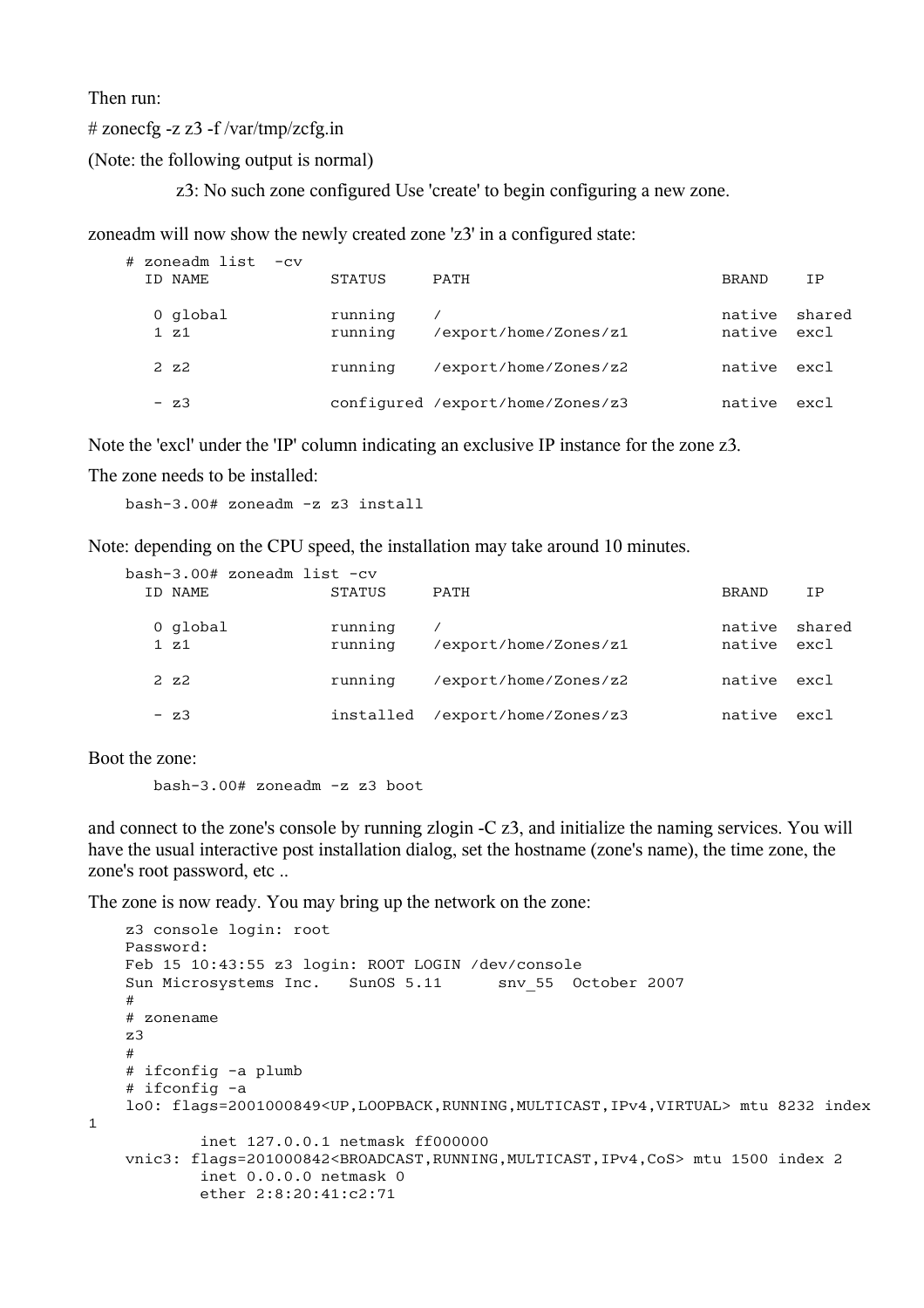Then run:

# zonecfg -z z3 -f /var/tmp/zcfg.in

(Note: the following output is normal)

z3: No such zone configured Use 'create' to begin configuring a new zone.

zoneadm will now show the newly created zone 'z3' in a configured state:

```
# zoneadm list  -cv
  ID NAME             STATUS     PATH                           BRAND    IP

   0 global           running    /                              native  shared
   1 z1               running    /export/home/Zones/z1          native  excl

   2 z2               running    /export/home/Zones/z2          native  excl

   - z3               configured /export/home/Zones/z3          native  excl
```

Note the 'excl' under the 'IP' column indicating an exclusive IP instance for the zone z3.

The zone needs to be installed:

```
bash-3.00# zoneadm -z z3 install
```

Note: depending on the CPU speed, the installation may take around 10 minutes.

```
bash-3.00# zoneadm list -cv
  ID NAME             STATUS     PATH                           BRAND    IP

   0 global           running    /                              native  shared
   1 z1               running    /export/home/Zones/z1          native  excl

   2 z2               running    /export/home/Zones/z2          native  excl

   - z3               installed  /export/home/Zones/z3          native  excl
```

Boot the zone:

```
bash-3.00# zoneadm -z z3 boot
```

and connect to the zone's console by running zlogin -C z3, and initialize the naming services. You will have the usual interactive post installation dialog, set the hostname (zone's name), the time zone, the zone's root password, etc ..

The zone is now ready. You may bring up the network on the zone:

```
z3 console login: root
Password:
Feb 15 10:43:55 z3 login: ROOT LOGIN /dev/console
Sun Microsystems Inc.   SunOS 5.11      snv_55  October 2007
#
# zonename
z3
#
# ifconfig -a plumb
# ifconfig -a
lo0: flags=2001000849<UP,LOOPBACK,RUNNING,MULTICAST,IPv4,VIRTUAL> mtu 8232 index
1
        inet 127.0.0.1 netmask ff000000
vnic3: flags=201000842<BROADCAST,RUNNING,MULTICAST,IPv4,CoS> mtu 1500 index 2
        inet 0.0.0.0 netmask 0
        ether 2:8:20:41:c2:71
```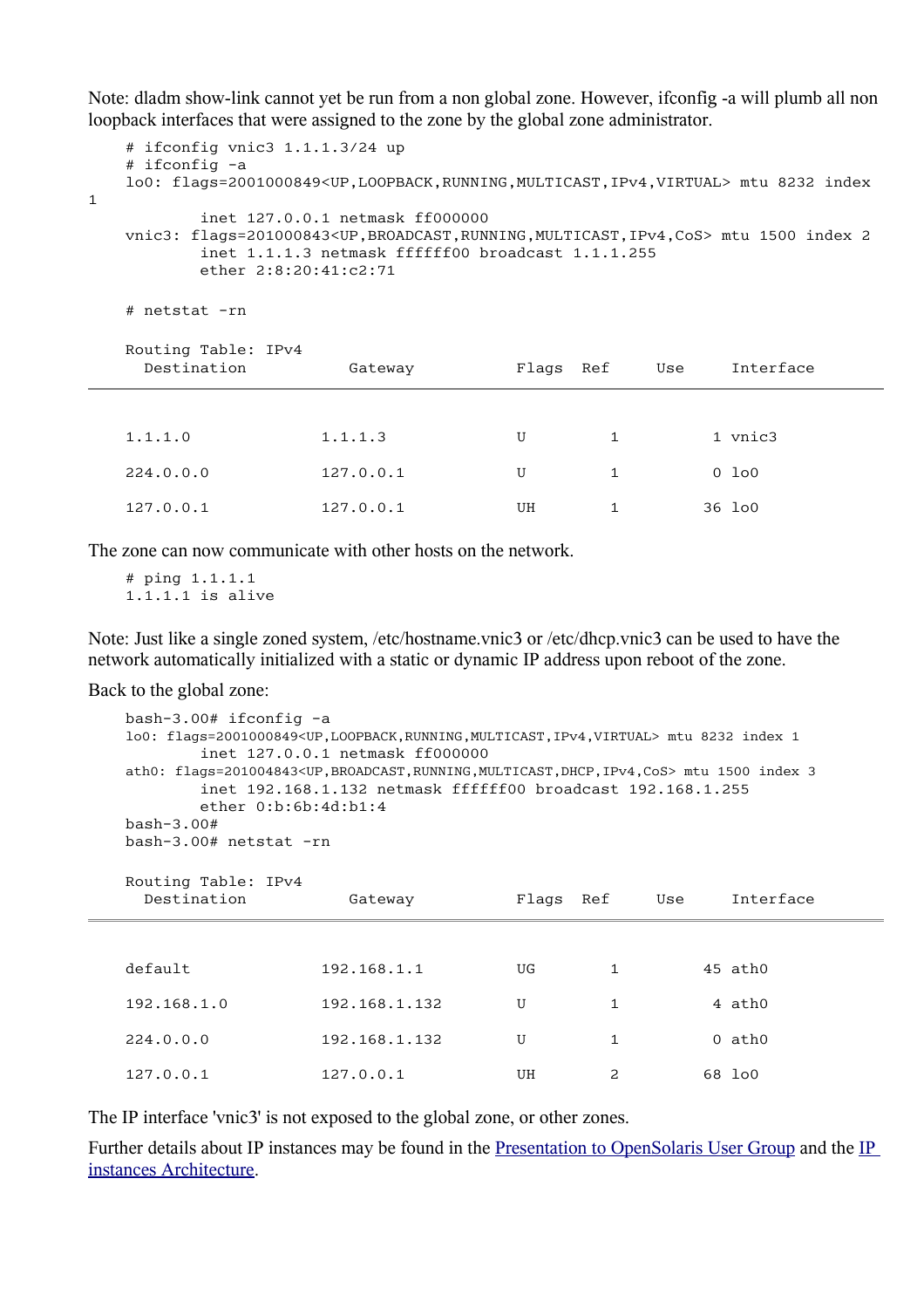Note: dladm show-link cannot yet be run from a non global zone. However, ifconfig -a will plumb all non loopback interfaces that were assigned to the zone by the global zone administrator.

```
# ifconfig vnic3 1.1.1.3/24 up
# ifconfig -a
lo0: flags=2001000849<UP,LOOPBACK,RUNNING,MULTICAST,IPv4,VIRTUAL> mtu 8232 index 1
        inet 127.0.0.1 netmask ff000000
vnic3: flags=201000843<UP,BROADCAST,RUNNING,MULTICAST,IPv4,CoS> mtu 1500 index 2
        inet 1.1.1.3 netmask ffffff00 broadcast 1.1.1.255
        ether 2:8:20:41:c2:71

# netstat -rn

Routing Table: IPv4
  Destination           Gateway           Flags  Ref     Use     Interface
--------------------------------------------------------------------------

1.1.1.0              1.1.1.3              U         1          1 vnic3
224.0.0.0            127.0.0.1            U         1          0 lo0
127.0.0.1            127.0.0.1            UH        1         36 lo0
```

The zone can now communicate with other hosts on the network.

```
# ping 1.1.1.1
1.1.1.1 is alive
```

Note: Just like a single zoned system, /etc/hostname.vnic3 or /etc/dhcp.vnic3 can be used to have the network automatically initialized with a static or dynamic IP address upon reboot of the zone.

Back to the global zone:

```
bash-3.00# ifconfig -a
lo0: flags=2001000849<UP,LOOPBACK,RUNNING,MULTICAST,IPv4,VIRTUAL> mtu 8232 index 1
        inet 127.0.0.1 netmask ff000000
ath0: flags=201004843<UP,BROADCAST,RUNNING,MULTICAST,DHCP,IPv4,CoS> mtu 1500 index 3
        inet 192.168.1.132 netmask ffffff00 broadcast 192.168.1.255
        ether 0:b:6b:4d:b1:4
bash-3.00#
bash-3.00# netstat -rn

Routing Table: IPv4
  Destination           Gateway           Flags  Ref     Use     Interface
==========================================================================

default              192.168.1.1          UG        1         45 ath0
192.168.1.0          192.168.1.132        U         1          4 ath0
224.0.0.0            192.168.1.132        U         1          0 ath0
127.0.0.1            127.0.0.1            UH        2         68 lo0
```

The IP interface 'vnic3' is not exposed to the global zone, or other zones.

Further details about IP instances may be found in the Presentation to OpenSolaris User Group and the IP instances Architecture.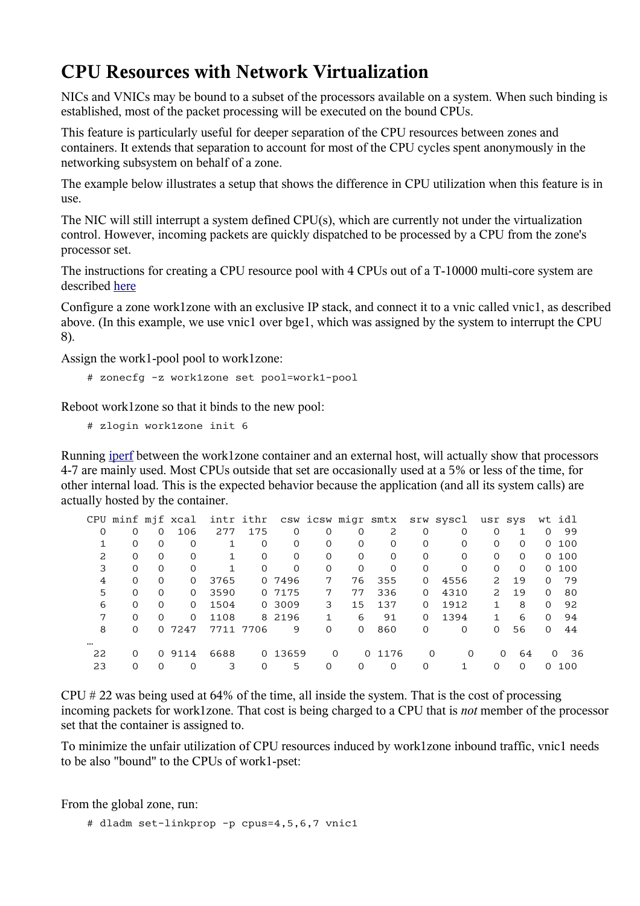# CPU Resources with Network Virtualization

NICs and VNICs may be bound to a subset of the processors available on a system. When such binding is established, most of the packet processing will be executed on the bound CPUs.

This feature is particularly useful for deeper separation of the CPU resources between zones and containers. It extends that separation to account for most of the CPU cycles spent anonymously in the networking subsystem on behalf of a zone.

The example below illustrates a setup that shows the difference in CPU utilization when this feature is in use.

The NIC will still interrupt a system defined CPU(s), which are currently not under the virtualization control. However, incoming packets are quickly dispatched to be processed by a CPU from the zone's processor set.

The instructions for creating a CPU resource pool with 4 CPUs out of a T-10000 multi-core system are described here

Configure a zone work1zone with an exclusive IP stack, and connect it to a vnic called vnic1, as described above. (In this example, we use vnic1 over bge1, which was assigned by the system to interrupt the CPU 8).

Assign the work1-pool pool to work1zone:

```
# zonecfg -z work1zone set pool=work1-pool
```

Reboot work1zone so that it binds to the new pool:

```
# zlogin work1zone init 6
```

Running iperf between the work1zone container and an external host, will actually show that processors 4-7 are mainly used. Most CPUs outside that set are occasionally used at a 5% or less of the time, for other internal load. This is the expected behavior because the application (and all its system calls) are actually hosted by the container.

```
CPU minf mjf xcal  intr ithr  csw icsw migr smtx  srw syscl  usr sys  wt idl
  0    0   0  106   277  175    0    0    0    2    0     0    0   1   0  99
  1    0   0    0     1    0    0    0    0    0    0     0    0   0   0 100
  2    0   0    0     1    0    0    0    0    0    0     0    0   0   0 100
  3    0   0    0     1    0    0    0    0    0    0     0    0   0   0 100
  4    0   0    0  3765    0 7496    7   76  355    0  4556    2  19   0  79
  5    0   0    0  3590    0 7175    7   77  336    0  4310    2  19   0  80
  6    0   0    0  1504    0 3009    3   15  137    0  1912    1   8   0  92
  7    0   0    0  1108    8 2196    1    6   91    0  1394    1   6   0  94
  8    0   0 7247  7711 7706    9    0    0  860    0     0    0  56   0  44
…
 22    0   0 9114  6688    0 13659   0    0 1176    0     0    0  64   0  36
 23    0   0    0     3    0    5    0    0    0    0     1    0   0   0 100
```

CPU # 22 was being used at 64% of the time, all inside the system. That is the cost of processing incoming packets for work1zone. That cost is being charged to a CPU that is *not* member of the processor set that the container is assigned to.

To minimize the unfair utilization of CPU resources induced by work1zone inbound traffic, vnic1 needs to be also "bound" to the CPUs of work1-pset:

From the global zone, run:

```
# dladm set-linkprop -p cpus=4,5,6,7 vnic1
```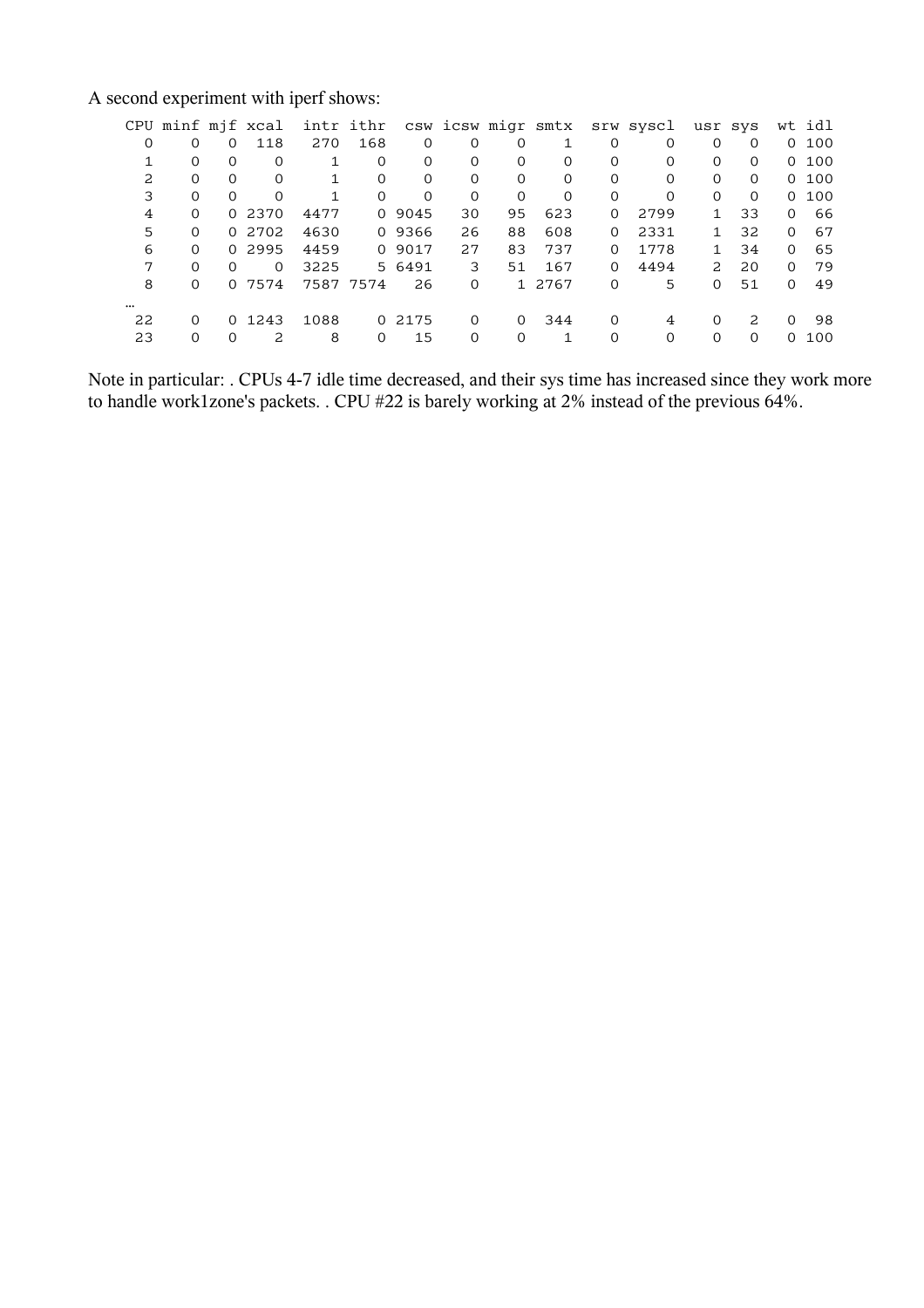A second experiment with iperf shows:

```
CPU minf mjf xcal  intr ithr  csw icsw migr smtx  srw syscl  usr sys  wt idl
  0    0   0  118   270  168    0    0    0    1    0     0    0   0   0 100
  1    0   0    0     1    0    0    0    0    0    0     0    0   0   0 100
  2    0   0    0     1    0    0    0    0    0    0     0    0   0   0 100
  3    0   0    0     1    0    0    0    0    0    0     0    0   0   0 100
  4    0   0 2370  4477    0 9045   30   95  623    0  2799    1  33   0  66
  5    0   0 2702  4630    0 9366   26   88  608    0  2331    1  32   0  67
  6    0   0 2995  4459    0 9017   27   83  737    0  1778    1  34   0  65
  7    0   0    0  3225    5 6491    3   51  167    0  4494    2  20   0  79
  8    0   0 7574  7587 7574   26    0    1 2767    0     5    0  51   0  49
…
 22    0   0 1243  1088    0 2175    0    0  344    0     4    0   2   0  98
 23    0   0    2     8    0   15    0    0    1    0     0    0   0   0 100
```

Note in particular: . CPUs 4-7 idle time decreased, and their sys time has increased since they work more to handle work1zone's packets. . CPU #22 is barely working at 2% instead of the previous 64%.